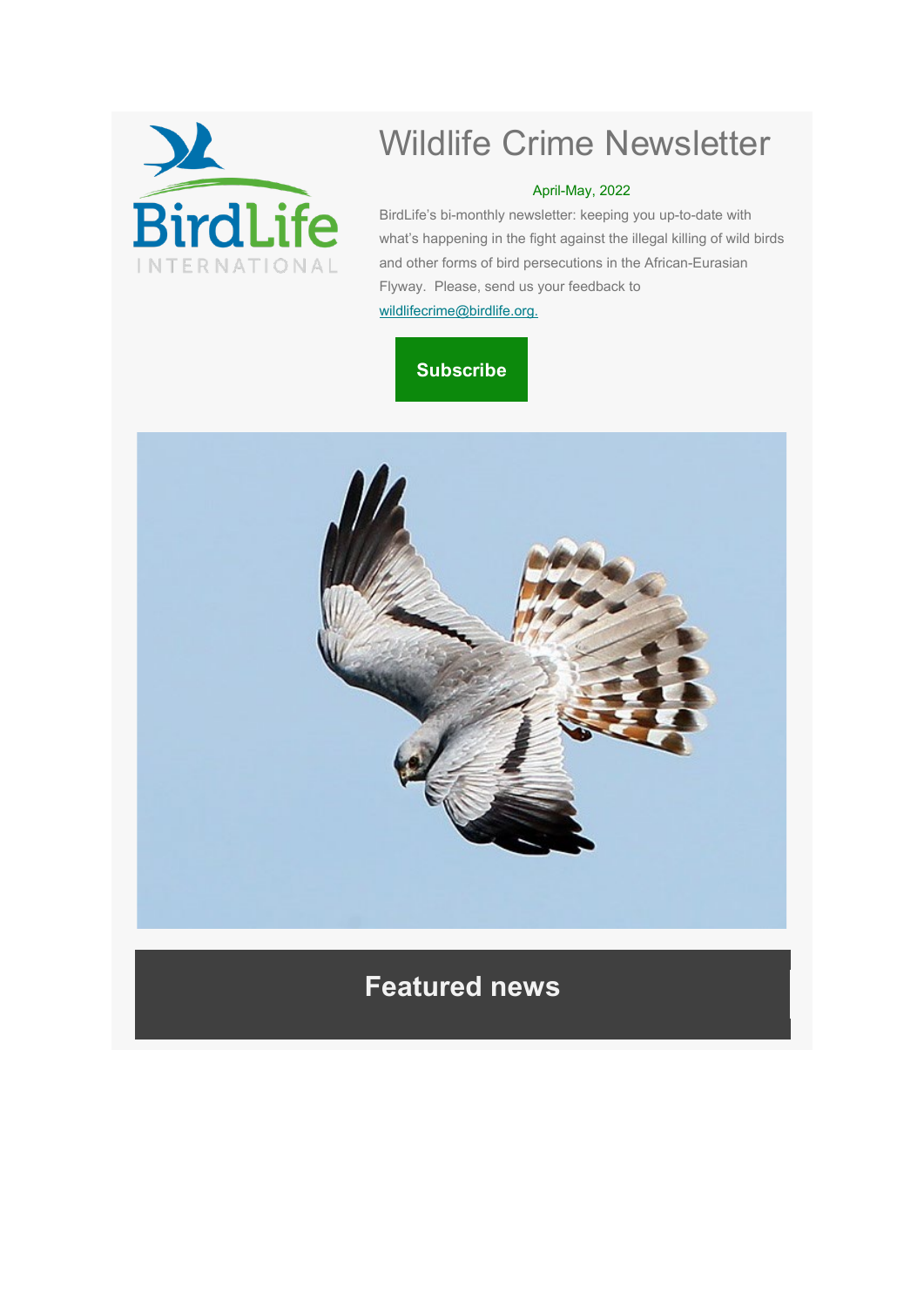# Wildlife Crime Newsletter

April-May, 2022

BirdLife's bi-monthly newsletter: keeping you up-to-date with what's happening in the fight against the illegal killing of wild birds and other forms of bird persecutions in the African-Eurasian Flyway. Please, send us your feedback to wildlifecrime@birdlife.org.

**Subscribe**

## Featured news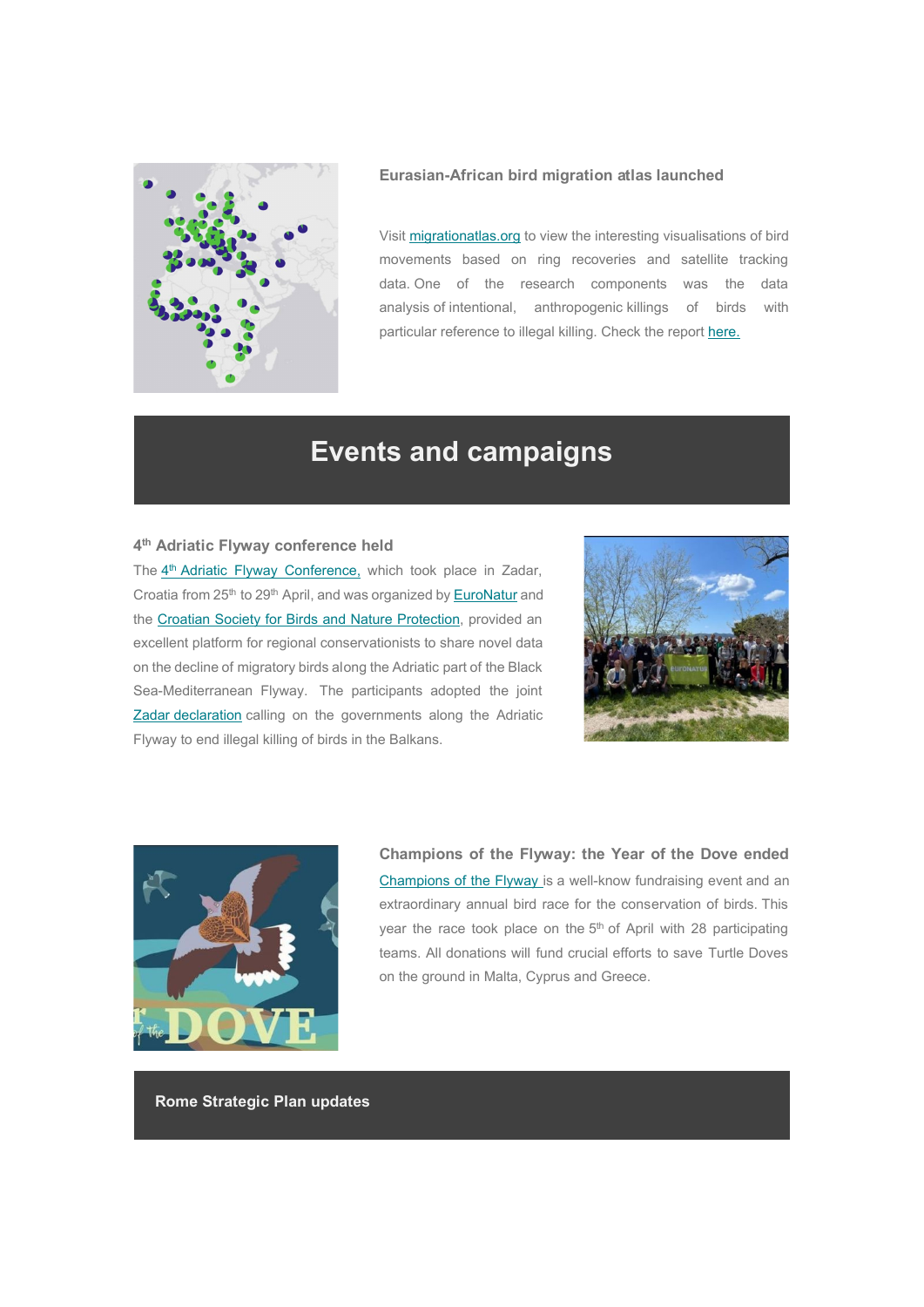### Eurasian-African bird migration atlas launched

Visit migrationatlas.org to view the interesting visualisations of bird movements based on ring recoveries and satellite tracking data. One of the research components was the data analysis of intentional, anthropogenic killings of birds with particular reference to illegal killing. Check the report here.

# Events and campaigns

### 4th Adriatic Flyway conference held

The 4th Adriatic Flyway Conference, which took place in Zadar, Croatia from 25th to 29th April, and was organized by EuroNatur and the Croatian Society for Birds and Nature Protection, provided an excellent platform for regional conservationists to share novel data on the decline of migratory birds along the Adriatic part of the Black Sea-Mediterranean Flyway. The participants adopted the joint Zadar declaration calling on the governments along the Adriatic Flyway to end illegal killing of birds in the Balkans.

### Champions of the Flyway: the Year of the Dove ended

Champions of the Flyway is a well-know fundraising event and an extraordinary annual bird race for the conservation of birds. This year the race took place on the 5th of April with 28 participating teams. All donations will fund crucial efforts to save Turtle Doves on the ground in Malta, Cyprus and Greece.

## Rome Strategic Plan updates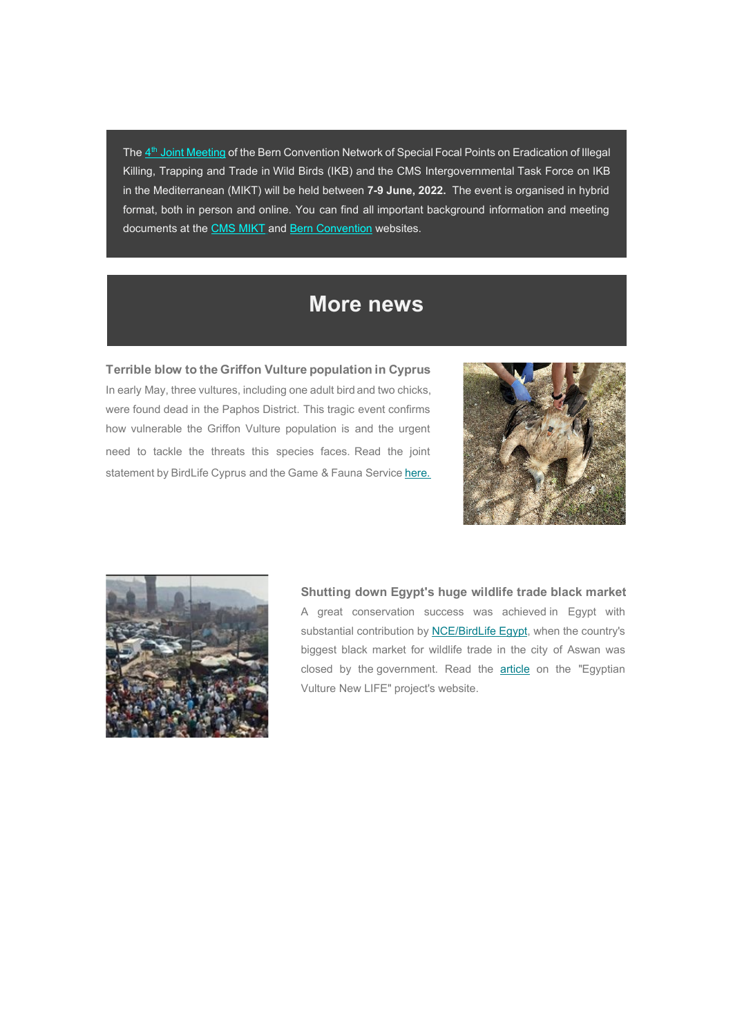The 4th Joint Meeting of the Bern Convention Network of Special Focal Points on Eradication of Illegal Killing, Trapping and Trade in Wild Birds (IKB) and the CMS Intergovernmental Task Force on IKB in the Mediterranean (MIKT) will be held between **7-9 June, 2022.** The event is organised in hybrid format, both in person and online. You can find all important background information and meeting documents at the CMS MIKT and Bern Convention websites.

# More news

### Terrible blow to the Griffon Vulture population in Cyprus

In early May, three vultures, including one adult bird and two chicks, were found dead in the Paphos District. This tragic event confirms how vulnerable the Griffon Vulture population is and the urgent need to tackle the threats this species faces. Read the joint statement by BirdLife Cyprus and the Game & Fauna Service here.

### Shutting down Egypt's huge wildlife trade black market

A great conservation success was achieved in Egypt with substantial contribution by NCE/BirdLife Egypt, when the country's biggest black market for wildlife trade in the city of Aswan was closed by the government. Read the article on the "Egyptian Vulture New LIFE" project's website.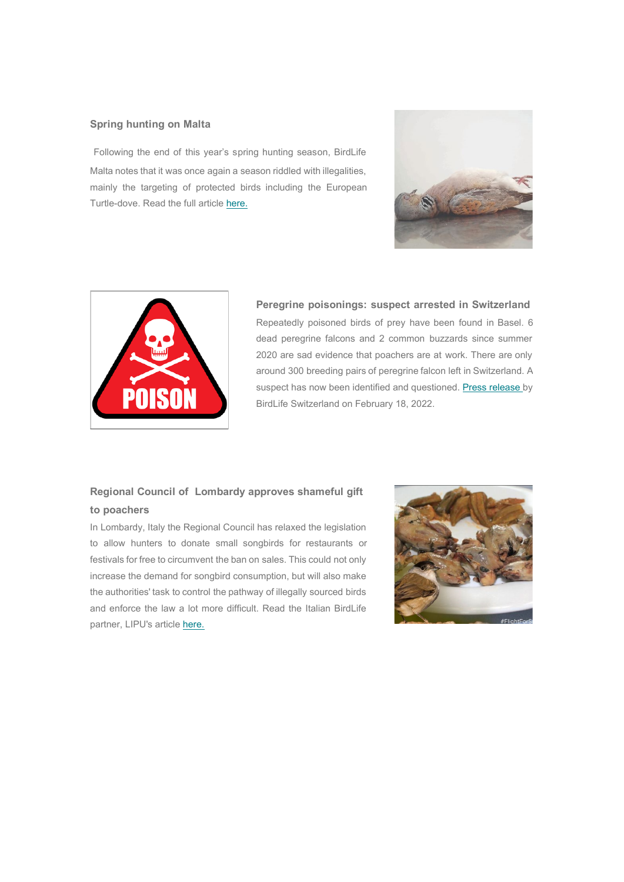### Spring hunting on Malta

Following the end of this year's spring hunting season, BirdLife Malta notes that it was once again a season riddled with illegalities, mainly the targeting of protected birds including the European Turtle-dove. Read the full article here.

### Peregrine poisonings: suspect arrested in Switzerland

Repeatedly poisoned birds of prey have been found in Basel. 6 dead peregrine falcons and 2 common buzzards since summer 2020 are sad evidence that poachers are at work. There are only around 300 breeding pairs of peregrine falcon left in Switzerland. A suspect has now been identified and questioned. Press release by BirdLife Switzerland on February 18, 2022.

### Regional Council of Lombardy approves shameful gift to poachers

In Lombardy, Italy the Regional Council has relaxed the legislation to allow hunters to donate small songbirds for restaurants or festivals for free to circumvent the ban on sales. This could not only increase the demand for songbird consumption, but will also make the authorities' task to control the pathway of illegally sourced birds and enforce the law a lot more difficult. Read the Italian BirdLife partner, LIPU's article here.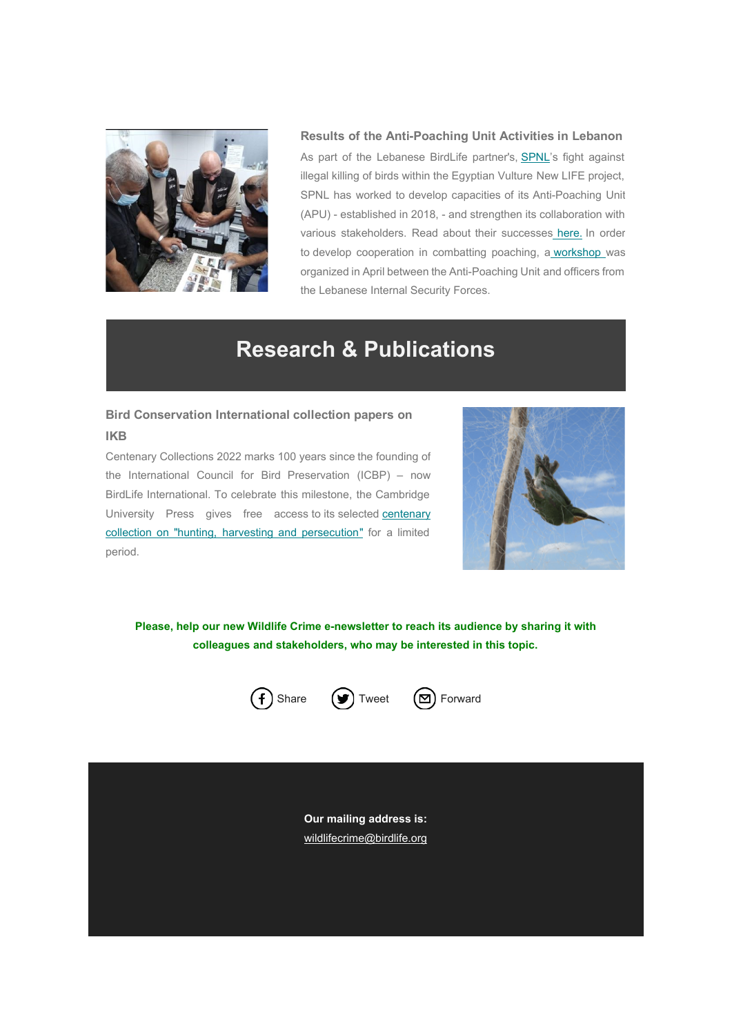### Results of the Anti-Poaching Unit Activities in Lebanon

As part of the Lebanese BirdLife partner's, SPNL's fight against illegal killing of birds within the Egyptian Vulture New LIFE project, SPNL has worked to develop capacities of its Anti-Poaching Unit (APU) - established in 2018, - and strengthen its collaboration with various stakeholders. Read about their successes here. In order to develop cooperation in combatting poaching, a workshop was organized in April between the Anti-Poaching Unit and officers from the Lebanese Internal Security Forces.

## Research & Publications

### Bird Conservation International collection papers on IKB

Centenary Collections 2022 marks 100 years since the founding of the International Council for Bird Preservation (ICBP) – now BirdLife International. To celebrate this milestone, the Cambridge University Press gives free access to its selected centenary collection on "hunting, harvesting and persecution" for a limited period.

**Please, help our new Wildlife Crime e-newsletter to reach its audience by sharing it with colleagues and stakeholders, who may be interested in this topic.**

Share Tweet Forward

**Our mailing address is:**
wildlifecrime@birdlife.org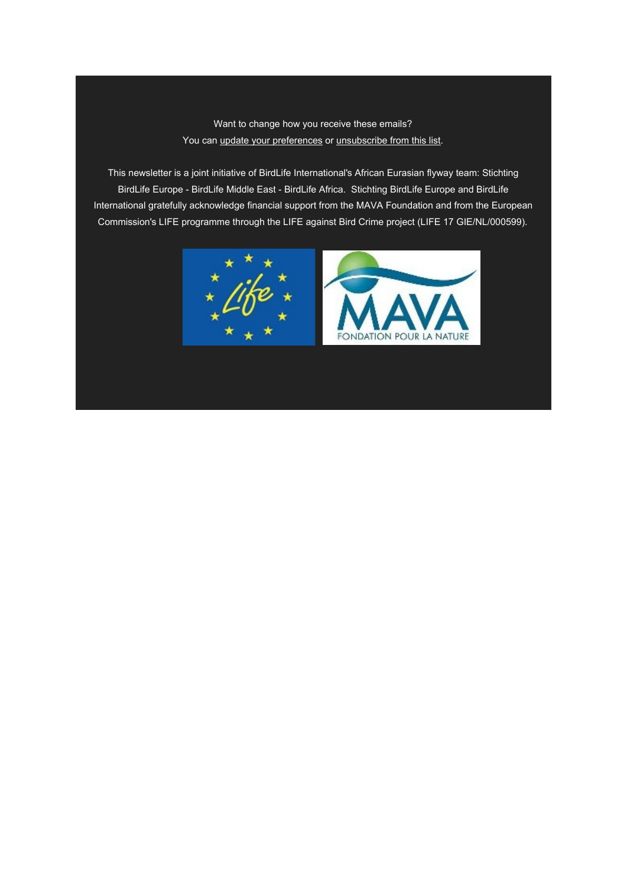Want to change how you receive these emails?
You can update your preferences or unsubscribe from this list.

This newsletter is a joint initiative of BirdLife International's African Eurasian flyway team: Stichting BirdLife Europe - BirdLife Middle East - BirdLife Africa. Stichting BirdLife Europe and BirdLife International gratefully acknowledge financial support from the MAVA Foundation and from the European Commission's LIFE programme through the LIFE against Bird Crime project (LIFE 17 GIE/NL/000599).